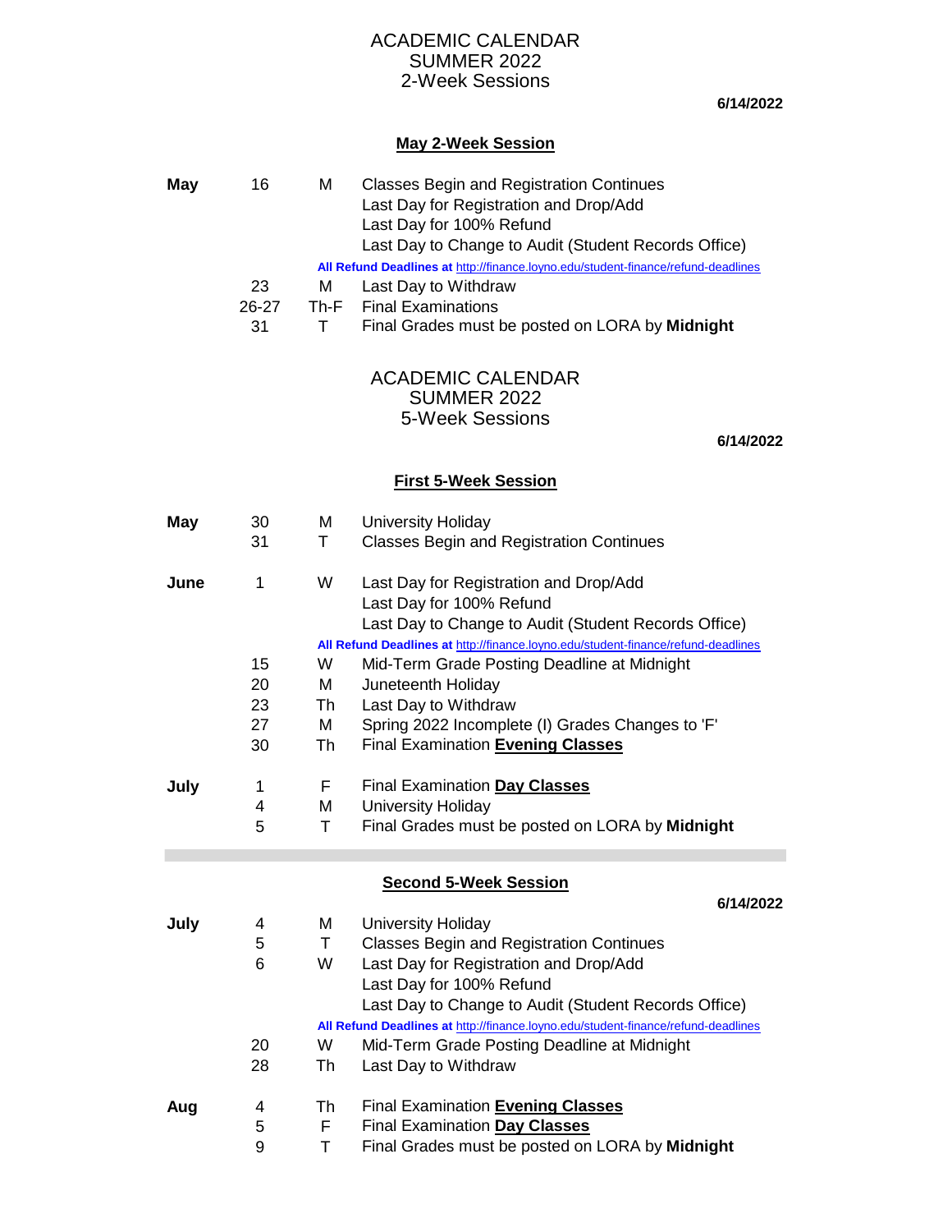# ACADEMIC CALENDAR
# SUMMER 2022
# 2-Week Sessions

**6/14/2022**

## May 2-Week Session

| Month | Date | Day | Event |
|---|---|---|---|
| **May** | 16 | M | Classes Begin and Registration Continues |
| | | | Last Day for Registration and Drop/Add |
| | | | Last Day for 100% Refund |
| | | | Last Day to Change to Audit (Student Records Office) |
| | | | **All Refund Deadlines at** http://finance.loyno.edu/student-finance/refund-deadlines |
| | 23 | M | Last Day to Withdraw |
| | 26-27 | Th-F | Final Examinations |
| | 31 | T | Final Grades must be posted on LORA by **Midnight** |

# ACADEMIC CALENDAR
# SUMMER 2022
# 5-Week Sessions

**6/14/2022**

## First 5-Week Session

| Month | Date | Day | Event |
|---|---|---|---|
| **May** | 30 | M | University Holiday |
| | 31 | T | Classes Begin and Registration Continues |
| **June** | 1 | W | Last Day for Registration and Drop/Add |
| | | | Last Day for 100% Refund |
| | | | Last Day to Change to Audit (Student Records Office) |
| | | | **All Refund Deadlines at** http://finance.loyno.edu/student-finance/refund-deadlines |
| | 15 | W | Mid-Term Grade Posting Deadline at Midnight |
| | 20 | M | Juneteenth Holiday |
| | 23 | Th | Last Day to Withdraw |
| | 27 | M | Spring 2022 Incomplete (I) Grades Changes to 'F' |
| | 30 | Th | Final Examination **Evening Classes** |
| **July** | 1 | F | Final Examination **Day Classes** |
| | 4 | M | University Holiday |
| | 5 | T | Final Grades must be posted on LORA by **Midnight** |

## Second 5-Week Session

**6/14/2022**

| Month | Date | Day | Event |
|---|---|---|---|
| **July** | 4 | M | University Holiday |
| | 5 | T | Classes Begin and Registration Continues |
| | 6 | W | Last Day for Registration and Drop/Add |
| | | | Last Day for 100% Refund |
| | | | Last Day to Change to Audit (Student Records Office) |
| | | | **All Refund Deadlines at** http://finance.loyno.edu/student-finance/refund-deadlines |
| | 20 | W | Mid-Term Grade Posting Deadline at Midnight |
| | 28 | Th | Last Day to Withdraw |
| **Aug** | 4 | Th | Final Examination **Evening Classes** |
| | 5 | F | Final Examination **Day Classes** |
| | 9 | T | Final Grades must be posted on LORA by **Midnight** |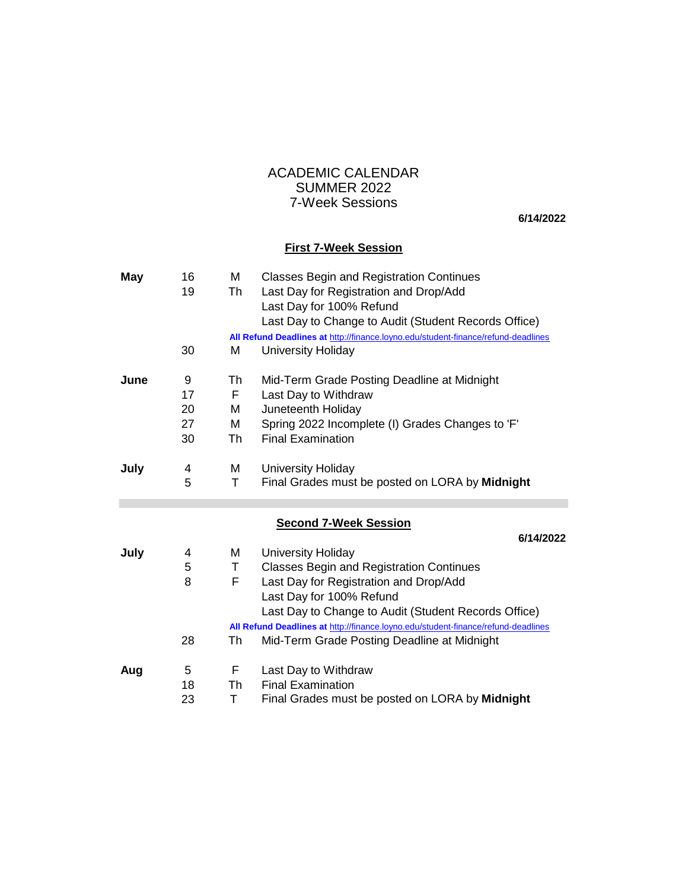# ACADEMIC CALENDAR
# SUMMER 2022
# 7-Week Sessions

**6/14/2022**

## First 7-Week Session

| Month | Date | Day | Event |
|---|---|---|---|
| **May** | 16 | M | Classes Begin and Registration Continues |
| | 19 | Th | Last Day for Registration and Drop/Add |
| | | | Last Day for 100% Refund |
| | | | Last Day to Change to Audit (Student Records Office) |
| | | | **All Refund Deadlines at** http://finance.loyno.edu/student-finance/refund-deadlines |
| | 30 | M | University Holiday |
| **June** | 9 | Th | Mid-Term Grade Posting Deadline at Midnight |
| | 17 | F | Last Day to Withdraw |
| | 20 | M | Juneteenth Holiday |
| | 27 | M | Spring 2022 Incomplete (I) Grades Changes to 'F' |
| | 30 | Th | Final Examination |
| **July** | 4 | M | University Holiday |
| | 5 | T | Final Grades must be posted on LORA by **Midnight** |

## Second 7-Week Session

**6/14/2022**

| Month | Date | Day | Event |
|---|---|---|---|
| **July** | 4 | M | University Holiday |
| | 5 | T | Classes Begin and Registration Continues |
| | 8 | F | Last Day for Registration and Drop/Add |
| | | | Last Day for 100% Refund |
| | | | Last Day to Change to Audit (Student Records Office) |
| | | | **All Refund Deadlines at** http://finance.loyno.edu/student-finance/refund-deadlines |
| | 28 | Th | Mid-Term Grade Posting Deadline at Midnight |
| **Aug** | 5 | F | Last Day to Withdraw |
| | 18 | Th | Final Examination |
| | 23 | T | Final Grades must be posted on LORA by **Midnight** |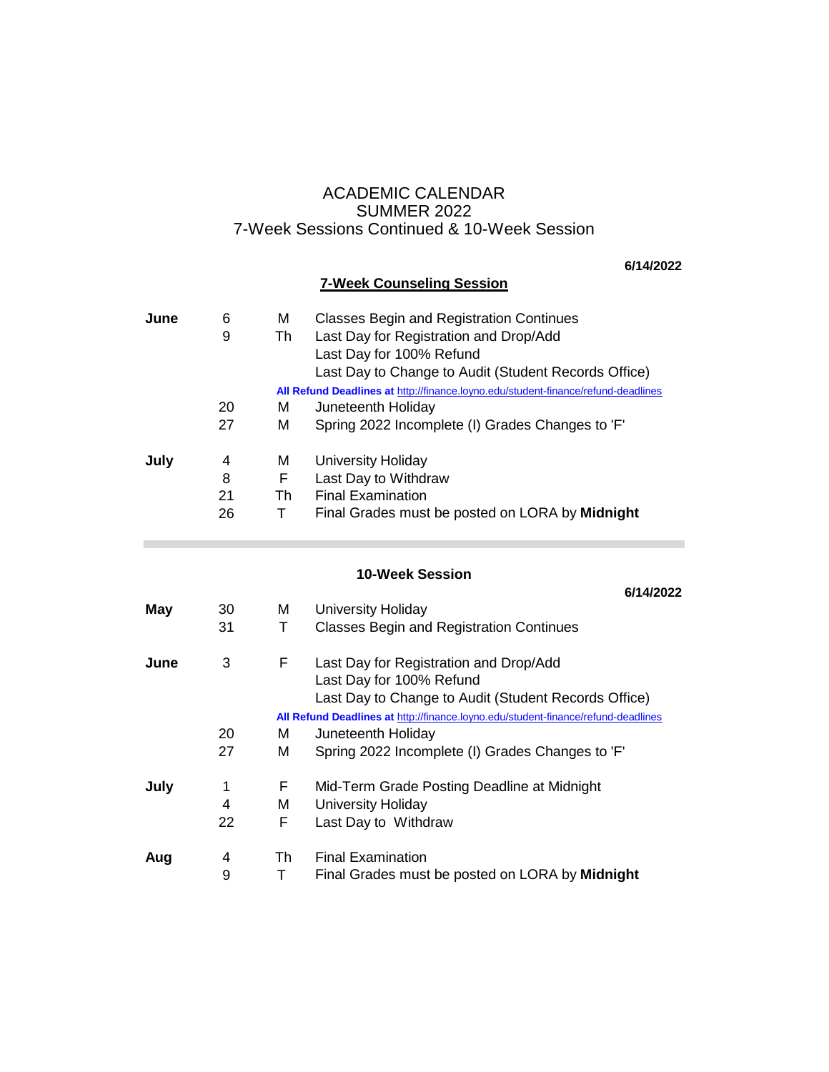# ACADEMIC CALENDAR
# SUMMER 2022
## 7-Week Sessions Continued & 10-Week Session

**6/14/2022**

### 7-Week Counseling Session

| | | | |
|---|---|---|---|
| **June** | 6 | M | Classes Begin and Registration Continues |
| | 9 | Th | Last Day for Registration and Drop/Add |
| | | | Last Day for 100% Refund |
| | | | Last Day to Change to Audit (Student Records Office) |
| | | | **All Refund Deadlines at** http://finance.loyno.edu/student-finance/refund-deadlines |
| | 20 | M | Juneteenth Holiday |
| | 27 | M | Spring 2022 Incomplete (I) Grades Changes to 'F' |
| **July** | 4 | M | University Holiday |
| | 8 | F | Last Day to Withdraw |
| | 21 | Th | Final Examination |
| | 26 | T | Final Grades must be posted on LORA by **Midnight** |

### 10-Week Session

**6/14/2022**

| | | | |
|---|---|---|---|
| **May** | 30 | M | University Holiday |
| | 31 | T | Classes Begin and Registration Continues |
| **June** | 3 | F | Last Day for Registration and Drop/Add |
| | | | Last Day for 100% Refund |
| | | | Last Day to Change to Audit (Student Records Office) |
| | | | **All Refund Deadlines at** http://finance.loyno.edu/student-finance/refund-deadlines |
| | 20 | M | Juneteenth Holiday |
| | 27 | M | Spring 2022 Incomplete (I) Grades Changes to 'F' |
| **July** | 1 | F | Mid-Term Grade Posting Deadline at Midnight |
| | 4 | M | University Holiday |
| | 22 | F | Last Day to Withdraw |
| **Aug** | 4 | Th | Final Examination |
| | 9 | T | Final Grades must be posted on LORA by **Midnight** |